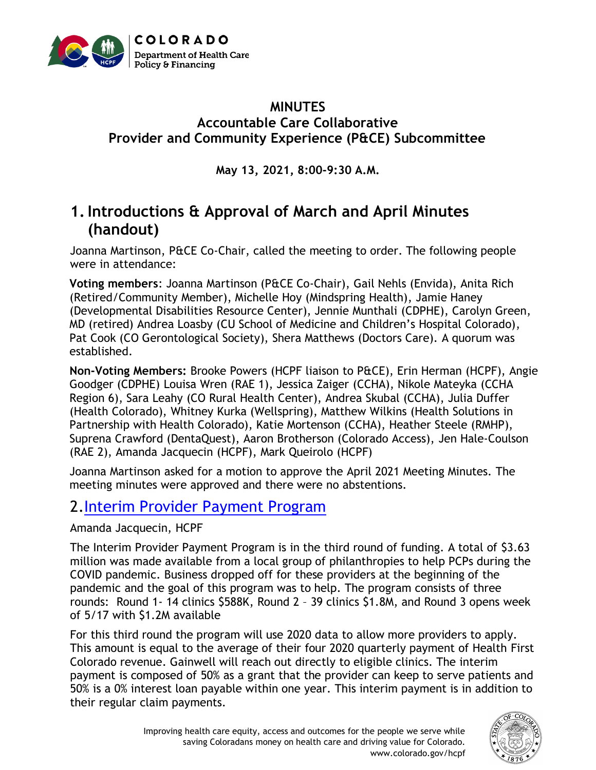# MINUTES
## Accountable Care Collaborative
## Provider and Community Experience (P&CE) Subcommittee

**May 13, 2021, 8:00-9:30 A.M.**

## 1. Introductions & Approval of March and April Minutes (handout)

Joanna Martinson, P&CE Co-Chair, called the meeting to order. The following people were in attendance:

**Voting members**: Joanna Martinson (P&CE Co-Chair), Gail Nehls (Envida), Anita Rich (Retired/Community Member), Michelle Hoy (Mindspring Health), Jamie Haney (Developmental Disabilities Resource Center), Jennie Munthali (CDPHE), Carolyn Green, MD (retired) Andrea Loasby (CU School of Medicine and Children's Hospital Colorado), Pat Cook (CO Gerontological Society), Shera Matthews (Doctors Care). A quorum was established.

**Non-Voting Members:** Brooke Powers (HCPF liaison to P&CE), Erin Herman (HCPF), Angie Goodger (CDPHE) Louisa Wren (RAE 1), Jessica Zaiger (CCHA), Nikole Mateyka (CCHA Region 6), Sara Leahy (CO Rural Health Center), Andrea Skubal (CCHA), Julia Duffer (Health Colorado), Whitney Kurka (Wellspring), Matthew Wilkins (Health Solutions in Partnership with Health Colorado), Katie Mortenson (CCHA), Heather Steele (RMHP), Suprena Crawford (DentaQuest), Aaron Brotherson (Colorado Access), Jen Hale-Coulson (RAE 2), Amanda Jacquecin (HCPF), Mark Queirolo (HCPF)

Joanna Martinson asked for a motion to approve the April 2021 Meeting Minutes. The meeting minutes were approved and there were no abstentions.

## 2. Interim Provider Payment Program

Amanda Jacquecin, HCPF

The Interim Provider Payment Program is in the third round of funding. A total of $3.63 million was made available from a local group of philanthropies to help PCPs during the COVID pandemic. Business dropped off for these providers at the beginning of the pandemic and the goal of this program was to help. The program consists of three rounds: Round 1- 14 clinics $588K, Round 2 – 39 clinics $1.8M, and Round 3 opens week of 5/17 with $1.2M available

For this third round the program will use 2020 data to allow more providers to apply. This amount is equal to the average of their four 2020 quarterly payment of Health First Colorado revenue. Gainwell will reach out directly to eligible clinics. The interim payment is composed of 50% as a grant that the provider can keep to serve patients and 50% is a 0% interest loan payable within one year. This interim payment is in addition to their regular claim payments.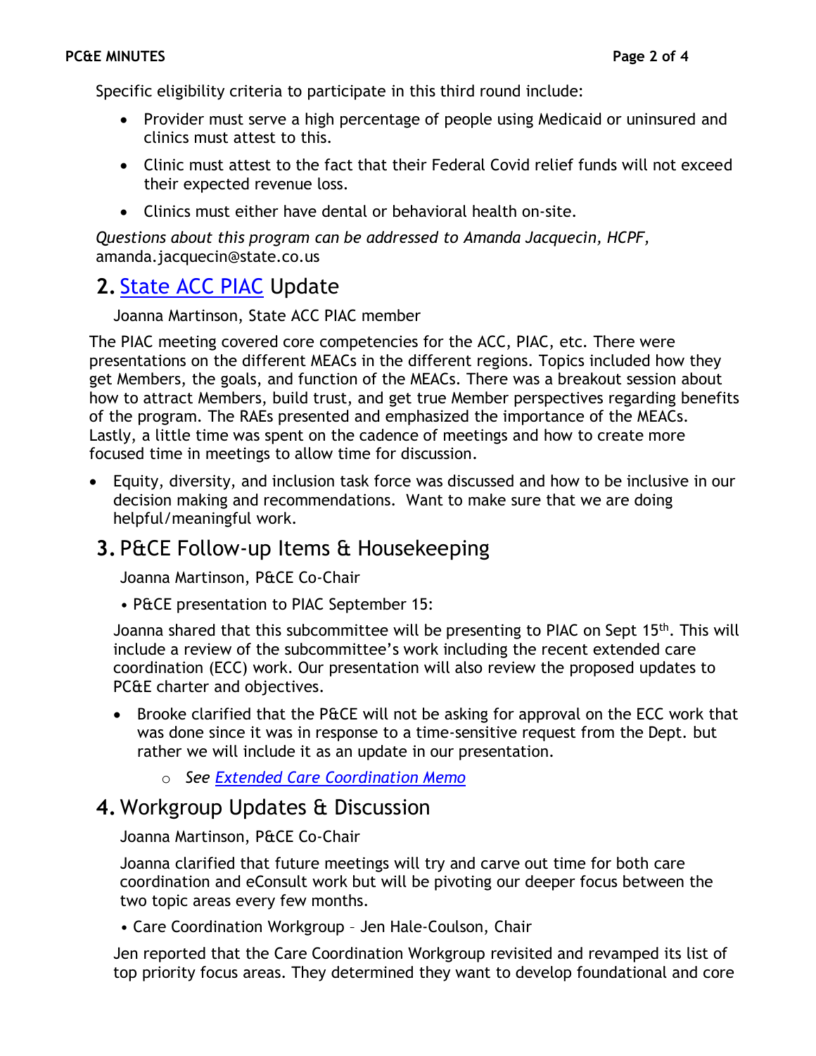Specific eligibility criteria to participate in this third round include:

- Provider must serve a high percentage of people using Medicaid or uninsured and clinics must attest to this.
- Clinic must attest to the fact that their Federal Covid relief funds will not exceed their expected revenue loss.
- Clinics must either have dental or behavioral health on-site.

*Questions about this program can be addressed to Amanda Jacquecin, HCPF,* amanda.jacquecin@state.co.us

## 2. State ACC PIAC Update

Joanna Martinson, State ACC PIAC member

The PIAC meeting covered core competencies for the ACC, PIAC, etc. There were presentations on the different MEACs in the different regions. Topics included how they get Members, the goals, and function of the MEACs. There was a breakout session about how to attract Members, build trust, and get true Member perspectives regarding benefits of the program. The RAEs presented and emphasized the importance of the MEACs. Lastly, a little time was spent on the cadence of meetings and how to create more focused time in meetings to allow time for discussion.

- Equity, diversity, and inclusion task force was discussed and how to be inclusive in our decision making and recommendations. Want to make sure that we are doing helpful/meaningful work.

## 3. P&CE Follow-up Items & Housekeeping

Joanna Martinson, P&CE Co-Chair

- P&CE presentation to PIAC September 15:

Joanna shared that this subcommittee will be presenting to PIAC on Sept 15th. This will include a review of the subcommittee's work including the recent extended care coordination (ECC) work. Our presentation will also review the proposed updates to PC&E charter and objectives.

- Brooke clarified that the P&CE will not be asking for approval on the ECC work that was done since it was in response to a time-sensitive request from the Dept. but rather we will include it as an update in our presentation.
    - *See Extended Care Coordination Memo*

## 4. Workgroup Updates & Discussion

Joanna Martinson, P&CE Co-Chair

Joanna clarified that future meetings will try and carve out time for both care coordination and eConsult work but will be pivoting our deeper focus between the two topic areas every few months.

- Care Coordination Workgroup – Jen Hale-Coulson, Chair

Jen reported that the Care Coordination Workgroup revisited and revamped its list of top priority focus areas. They determined they want to develop foundational and core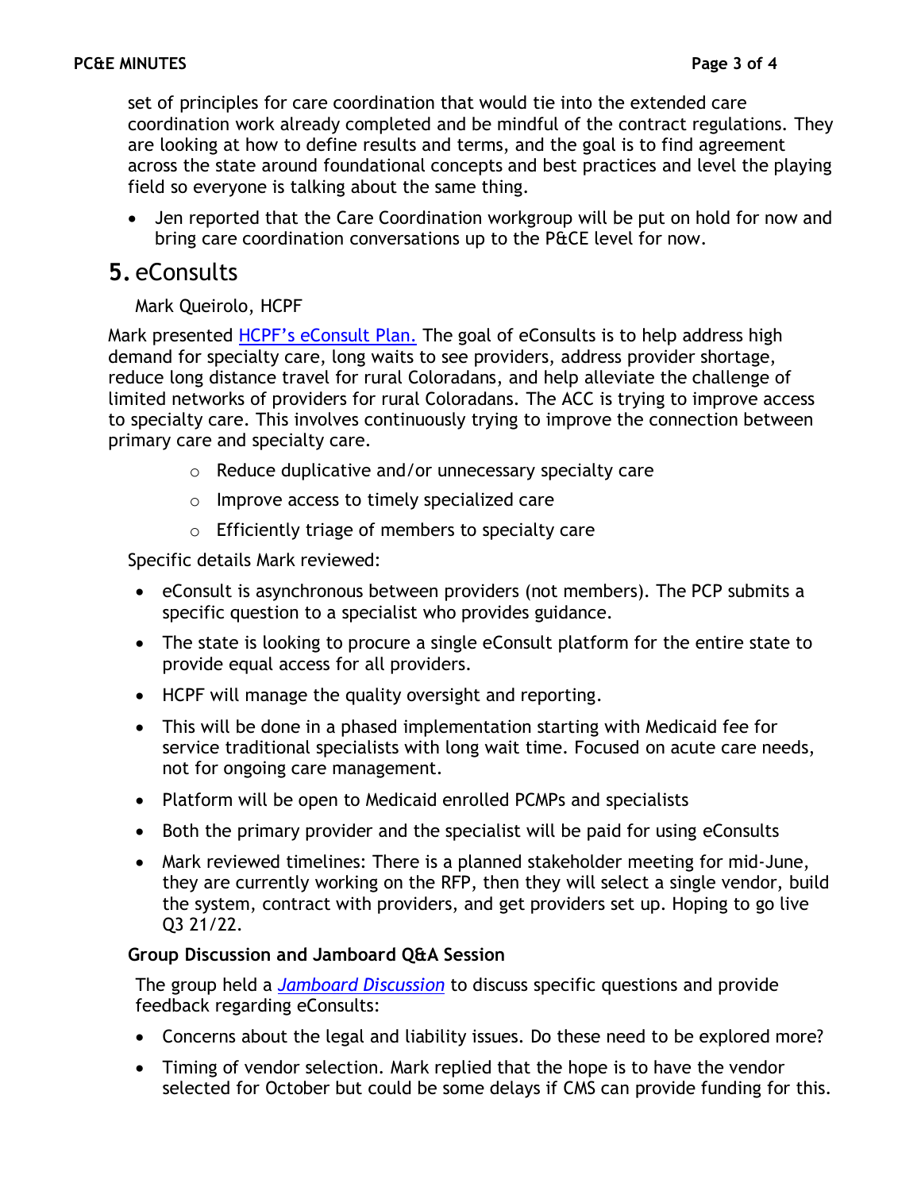set of principles for care coordination that would tie into the extended care coordination work already completed and be mindful of the contract regulations. They are looking at how to define results and terms, and the goal is to find agreement across the state around foundational concepts and best practices and level the playing field so everyone is talking about the same thing.

- Jen reported that the Care Coordination workgroup will be put on hold for now and bring care coordination conversations up to the P&CE level for now.

## 5. eConsults

Mark Queirolo, HCPF

Mark presented HCPF's eConsult Plan. The goal of eConsults is to help address high demand for specialty care, long waits to see providers, address provider shortage, reduce long distance travel for rural Coloradans, and help alleviate the challenge of limited networks of providers for rural Coloradans. The ACC is trying to improve access to specialty care. This involves continuously trying to improve the connection between primary care and specialty care.

- Reduce duplicative and/or unnecessary specialty care
- Improve access to timely specialized care
- Efficiently triage of members to specialty care

Specific details Mark reviewed:

- eConsult is asynchronous between providers (not members). The PCP submits a specific question to a specialist who provides guidance.
- The state is looking to procure a single eConsult platform for the entire state to provide equal access for all providers.
- HCPF will manage the quality oversight and reporting.
- This will be done in a phased implementation starting with Medicaid fee for service traditional specialists with long wait time. Focused on acute care needs, not for ongoing care management.
- Platform will be open to Medicaid enrolled PCMPs and specialists
- Both the primary provider and the specialist will be paid for using eConsults
- Mark reviewed timelines: There is a planned stakeholder meeting for mid-June, they are currently working on the RFP, then they will select a single vendor, build the system, contract with providers, and get providers set up. Hoping to go live Q3 21/22.

**Group Discussion and Jamboard Q&A Session**

The group held a *Jamboard Discussion* to discuss specific questions and provide feedback regarding eConsults:

- Concerns about the legal and liability issues. Do these need to be explored more?
- Timing of vendor selection. Mark replied that the hope is to have the vendor selected for October but could be some delays if CMS can provide funding for this.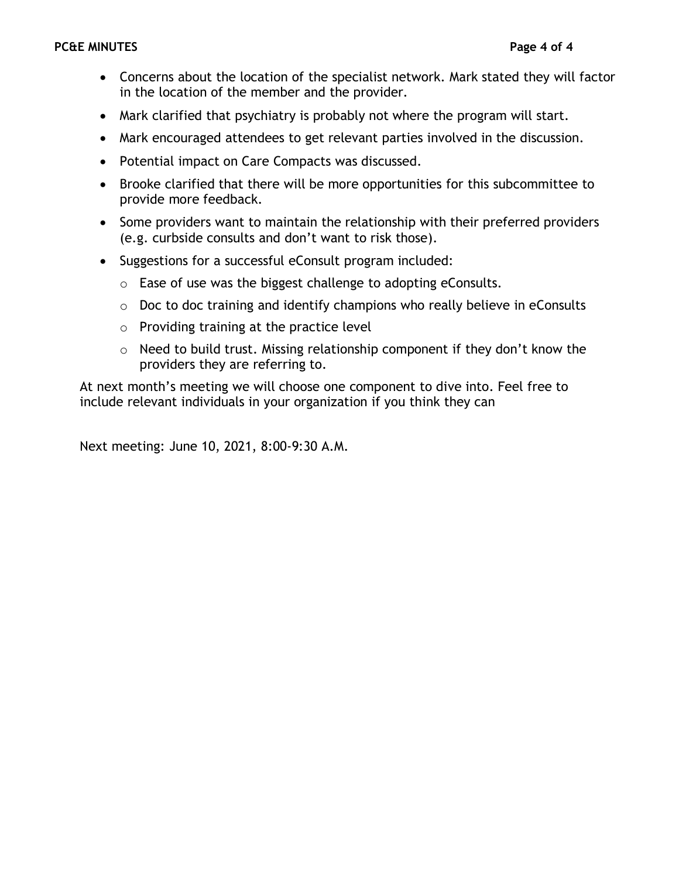- Concerns about the location of the specialist network. Mark stated they will factor in the location of the member and the provider.
- Mark clarified that psychiatry is probably not where the program will start.
- Mark encouraged attendees to get relevant parties involved in the discussion.
- Potential impact on Care Compacts was discussed.
- Brooke clarified that there will be more opportunities for this subcommittee to provide more feedback.
- Some providers want to maintain the relationship with their preferred providers (e.g. curbside consults and don't want to risk those).
- Suggestions for a successful eConsult program included:
  - Ease of use was the biggest challenge to adopting eConsults.
  - Doc to doc training and identify champions who really believe in eConsults
  - Providing training at the practice level
  - Need to build trust. Missing relationship component if they don't know the providers they are referring to.

At next month's meeting we will choose one component to dive into. Feel free to include relevant individuals in your organization if you think they can

Next meeting: June 10, 2021, 8:00-9:30 A.M.